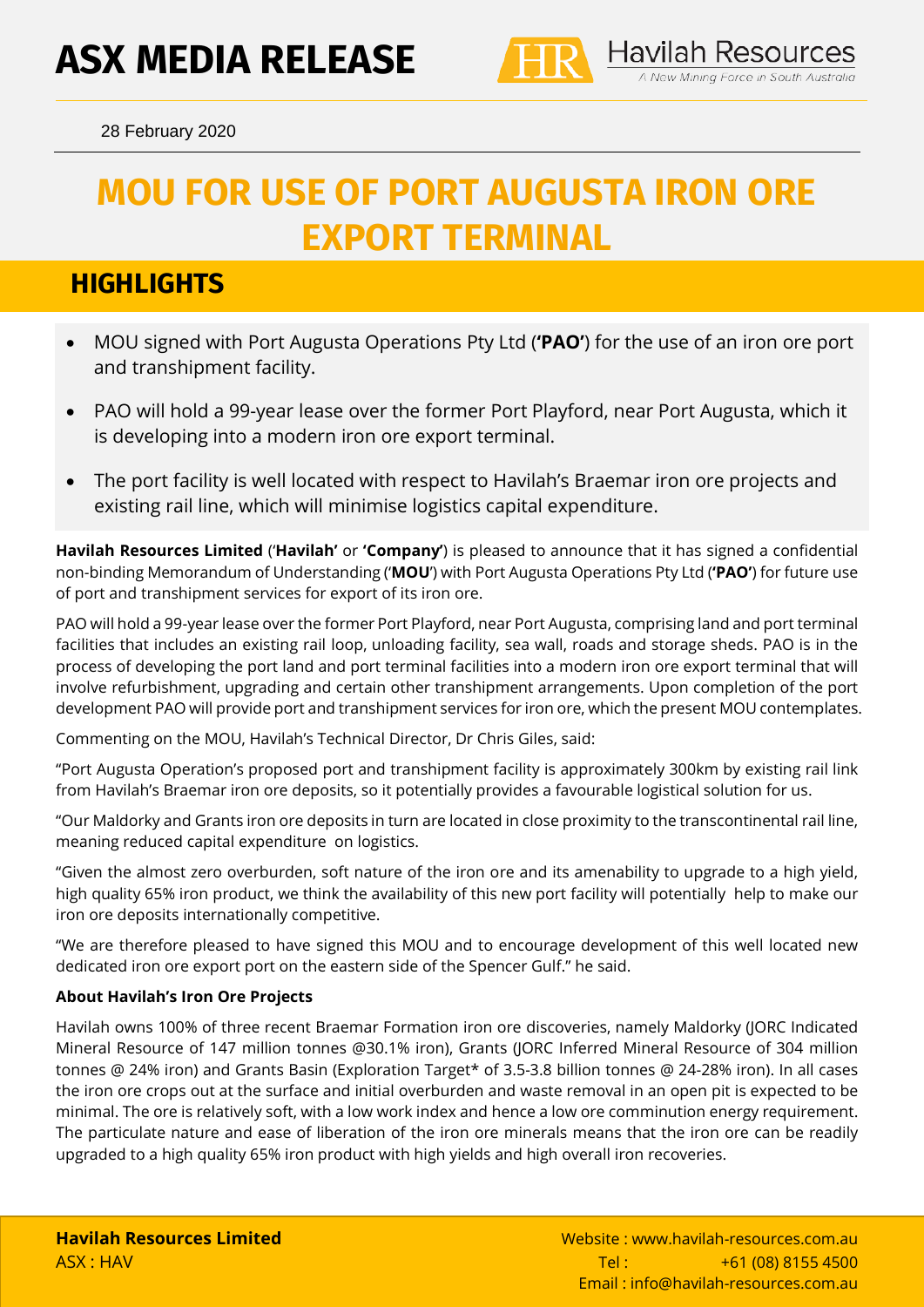# ASX MEDIA RELEASE

Havilah Resources
*A New Mining Force in South Australia*

28 February 2020

# MOU FOR USE OF PORT AUGUSTA IRON ORE EXPORT TERMINAL

## HIGHLIGHTS

- MOU signed with Port Augusta Operations Pty Ltd (**'PAO'**) for the use of an iron ore port and transhipment facility.
- PAO will hold a 99-year lease over the former Port Playford, near Port Augusta, which it is developing into a modern iron ore export terminal.
- The port facility is well located with respect to Havilah's Braemar iron ore projects and existing rail line, which will minimise logistics capital expenditure.

**Havilah Resources Limited** ('**Havilah'** or **'Company'**) is pleased to announce that it has signed a confidential non-binding Memorandum of Understanding ('**MOU**') with Port Augusta Operations Pty Ltd (**'PAO'**) for future use of port and transhipment services for export of its iron ore.

PAO will hold a 99-year lease over the former Port Playford, near Port Augusta, comprising land and port terminal facilities that includes an existing rail loop, unloading facility, sea wall, roads and storage sheds. PAO is in the process of developing the port land and port terminal facilities into a modern iron ore export terminal that will involve refurbishment, upgrading and certain other transhipment arrangements. Upon completion of the port development PAO will provide port and transhipment services for iron ore, which the present MOU contemplates.

Commenting on the MOU, Havilah's Technical Director, Dr Chris Giles, said:

"Port Augusta Operation's proposed port and transhipment facility is approximately 300km by existing rail link from Havilah's Braemar iron ore deposits, so it potentially provides a favourable logistical solution for us.

"Our Maldorky and Grants iron ore deposits in turn are located in close proximity to the transcontinental rail line, meaning reduced capital expenditure on logistics.

"Given the almost zero overburden, soft nature of the iron ore and its amenability to upgrade to a high yield, high quality 65% iron product, we think the availability of this new port facility will potentially help to make our iron ore deposits internationally competitive.

"We are therefore pleased to have signed this MOU and to encourage development of this well located new dedicated iron ore export port on the eastern side of the Spencer Gulf." he said.

### About Havilah's Iron Ore Projects

Havilah owns 100% of three recent Braemar Formation iron ore discoveries, namely Maldorky (JORC Indicated Mineral Resource of 147 million tonnes @30.1% iron), Grants (JORC Inferred Mineral Resource of 304 million tonnes @ 24% iron) and Grants Basin (Exploration Target* of 3.5-3.8 billion tonnes @ 24-28% iron). In all cases the iron ore crops out at the surface and initial overburden and waste removal in an open pit is expected to be minimal. The ore is relatively soft, with a low work index and hence a low ore comminution energy requirement. The particulate nature and ease of liberation of the iron ore minerals means that the iron ore can be readily upgraded to a high quality 65% iron product with high yields and high overall iron recoveries.

**Havilah Resources Limited**
ASX : HAV

Website : www.havilah-resources.com.au
Tel : +61 (08) 8155 4500
Email : info@havilah-resources.com.au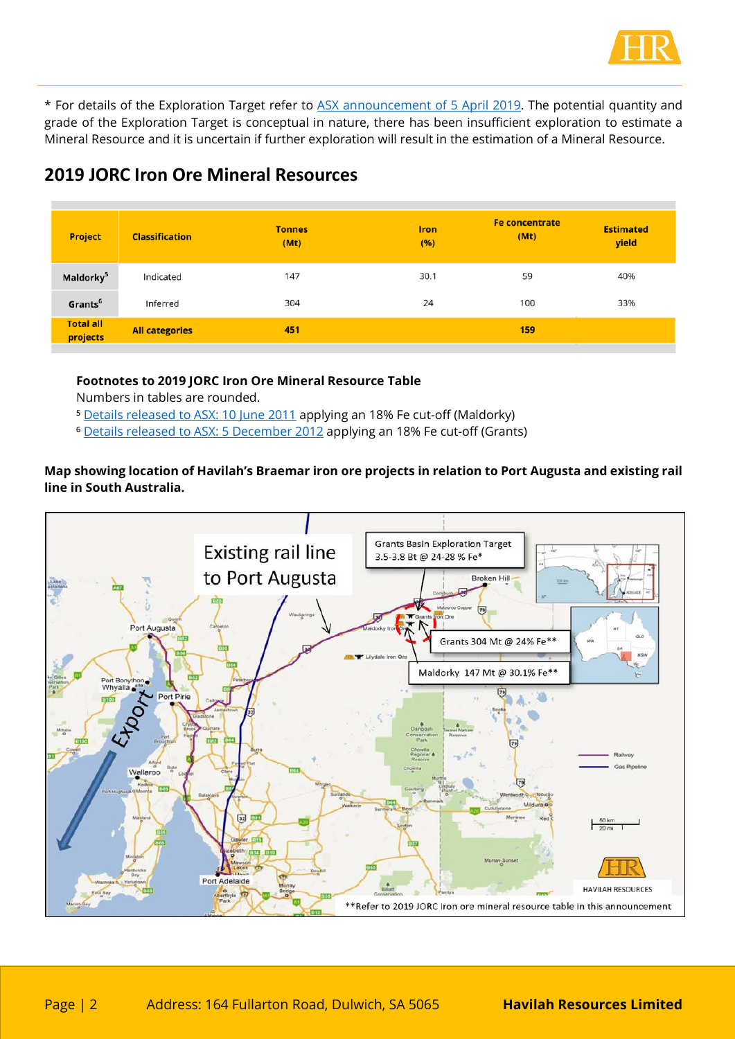* For details of the Exploration Target refer to [ASX announcement of 5 April 2019](). The potential quantity and grade of the Exploration Target is conceptual in nature, there has been insufficient exploration to estimate a Mineral Resource and it is uncertain if further exploration will result in the estimation of a Mineral Resource.

## 2019 JORC Iron Ore Mineral Resources

| Project | Classification | Tonnes (Mt) | Iron (%) | Fe concentrate (Mt) | Estimated yield |
|---|---|---|---|---|---|
| Maldorky[5] | Indicated | 147 | 30.1 | 59 | 40% |
| Grants[6] | Inferred | 304 | 24 | 100 | 33% |
| **Total all projects** | **All categories** | **451** | | **159** | |

**Footnotes to 2019 JORC Iron Ore Mineral Resource Table**

Numbers in tables are rounded.

[5] Details released to ASX: 10 June 2011 applying an 18% Fe cut-off (Maldorky)

[6] Details released to ASX: 5 December 2012 applying an 18% Fe cut-off (Grants)

**Map showing location of Havilah's Braemar iron ore projects in relation to Port Augusta and existing rail line in South Australia.**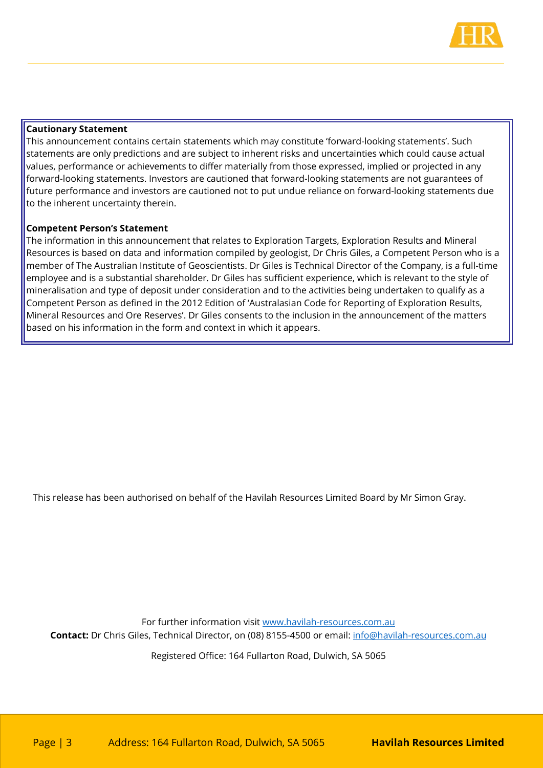**Cautionary Statement**

This announcement contains certain statements which may constitute 'forward-looking statements'. Such statements are only predictions and are subject to inherent risks and uncertainties which could cause actual values, performance or achievements to differ materially from those expressed, implied or projected in any forward-looking statements. Investors are cautioned that forward-looking statements are not guarantees of future performance and investors are cautioned not to put undue reliance on forward-looking statements due to the inherent uncertainty therein.

**Competent Person's Statement**

The information in this announcement that relates to Exploration Targets, Exploration Results and Mineral Resources is based on data and information compiled by geologist, Dr Chris Giles, a Competent Person who is a member of The Australian Institute of Geoscientists. Dr Giles is Technical Director of the Company, is a full-time employee and is a substantial shareholder. Dr Giles has sufficient experience, which is relevant to the style of mineralisation and type of deposit under consideration and to the activities being undertaken to qualify as a Competent Person as defined in the 2012 Edition of 'Australasian Code for Reporting of Exploration Results, Mineral Resources and Ore Reserves'. Dr Giles consents to the inclusion in the announcement of the matters based on his information in the form and context in which it appears.

This release has been authorised on behalf of the Havilah Resources Limited Board by Mr Simon Gray.

For further information visit www.havilah-resources.com.au

**Contact:** Dr Chris Giles, Technical Director, on (08) 8155-4500 or email: info@havilah-resources.com.au

Registered Office: 164 Fullarton Road, Dulwich, SA 5065